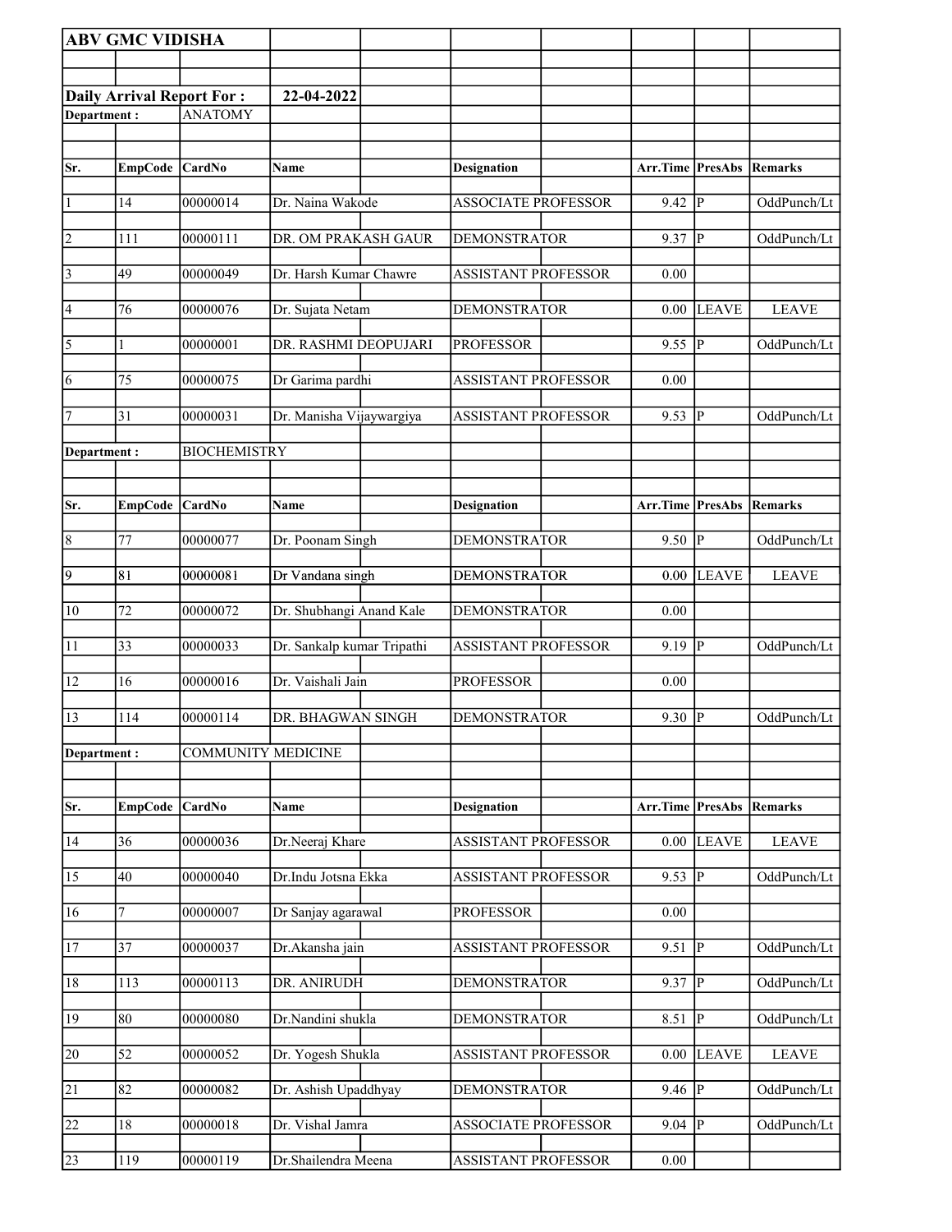**ABV GMC VIDISHA**

**Daily Arrival Report For :** **22-04-2022**

**Department :** ANATOMY

| Sr. | EmpCode | CardNo | Name | Designation | Arr.Time | PresAbs | Remarks |
|---|---|---|---|---|---|---|---|
| 1 | 14 | 00000014 | Dr. Naina Wakode | ASSOCIATE PROFESSOR | 9.42 | P | OddPunch/Lt |
| 2 | 111 | 00000111 | DR. OM PRAKASH GAUR | DEMONSTRATOR | 9.37 | P | OddPunch/Lt |
| 3 | 49 | 00000049 | Dr. Harsh Kumar Chawre | ASSISTANT PROFESSOR | 0.00 | | |
| 4 | 76 | 00000076 | Dr. Sujata Netam | DEMONSTRATOR | 0.00 | LEAVE | LEAVE |
| 5 | 1 | 00000001 | DR. RASHMI DEOPUJARI | PROFESSOR | 9.55 | P | OddPunch/Lt |
| 6 | 75 | 00000075 | Dr Garima pardhi | ASSISTANT PROFESSOR | 0.00 | | |
| 7 | 31 | 00000031 | Dr. Manisha Vijaywargiya | ASSISTANT PROFESSOR | 9.53 | P | OddPunch/Lt |

**Department :** BIOCHEMISTRY

| Sr. | EmpCode | CardNo | Name | Designation | Arr.Time | PresAbs | Remarks |
|---|---|---|---|---|---|---|---|
| 8 | 77 | 00000077 | Dr. Poonam Singh | DEMONSTRATOR | 9.50 | P | OddPunch/Lt |
| 9 | 81 | 00000081 | Dr Vandana singh | DEMONSTRATOR | 0.00 | LEAVE | LEAVE |
| 10 | 72 | 00000072 | Dr. Shubhangi Anand Kale | DEMONSTRATOR | 0.00 | | |
| 11 | 33 | 00000033 | Dr. Sankalp kumar Tripathi | ASSISTANT PROFESSOR | 9.19 | P | OddPunch/Lt |
| 12 | 16 | 00000016 | Dr. Vaishali Jain | PROFESSOR | 0.00 | | |
| 13 | 114 | 00000114 | DR. BHAGWAN SINGH | DEMONSTRATOR | 9.30 | P | OddPunch/Lt |

**Department :** COMMUNITY MEDICINE

| Sr. | EmpCode | CardNo | Name | Designation | Arr.Time | PresAbs | Remarks |
|---|---|---|---|---|---|---|---|
| 14 | 36 | 00000036 | Dr.Neeraj Khare | ASSISTANT PROFESSOR | 0.00 | LEAVE | LEAVE |
| 15 | 40 | 00000040 | Dr.Indu Jotsna Ekka | ASSISTANT PROFESSOR | 9.53 | P | OddPunch/Lt |
| 16 | 7 | 00000007 | Dr Sanjay agarawal | PROFESSOR | 0.00 | | |
| 17 | 37 | 00000037 | Dr.Akansha jain | ASSISTANT PROFESSOR | 9.51 | P | OddPunch/Lt |
| 18 | 113 | 00000113 | DR. ANIRUDH | DEMONSTRATOR | 9.37 | P | OddPunch/Lt |
| 19 | 80 | 00000080 | Dr.Nandini shukla | DEMONSTRATOR | 8.51 | P | OddPunch/Lt |
| 20 | 52 | 00000052 | Dr. Yogesh Shukla | ASSISTANT PROFESSOR | 0.00 | LEAVE | LEAVE |
| 21 | 82 | 00000082 | Dr. Ashish Upaddhyay | DEMONSTRATOR | 9.46 | P | OddPunch/Lt |
| 22 | 18 | 00000018 | Dr. Vishal Jamra | ASSOCIATE PROFESSOR | 9.04 | P | OddPunch/Lt |
| 23 | 119 | 00000119 | Dr.Shailendra Meena | ASSISTANT PROFESSOR | 0.00 | | |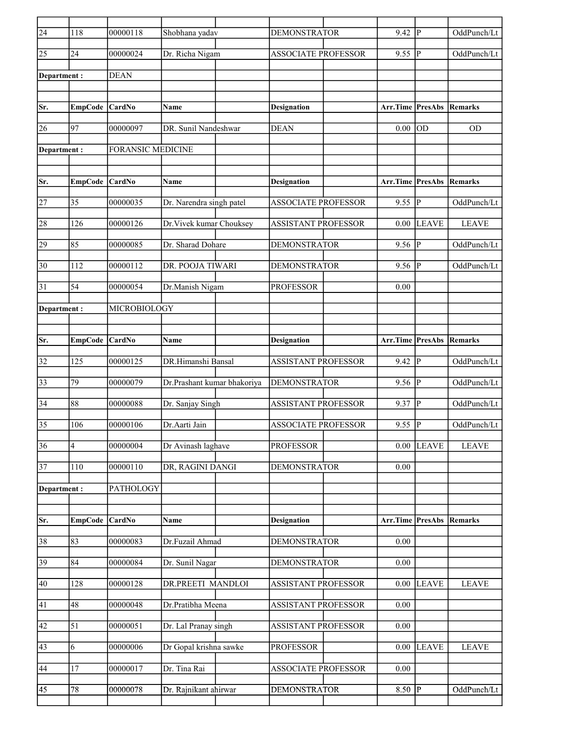| Sr. | EmpCode | CardNo | Name | Designation | Arr.Time | PresAbs | Remarks |
|---|---|---|---|---|---|---|---|
| 24 | 118 | 00000118 | Shobhana yadav | DEMONSTRATOR | 9.42 | P | OddPunch/Lt |
| 25 | 24 | 00000024 | Dr. Richa Nigam | ASSOCIATE PROFESSOR | 9.55 | P | OddPunch/Lt |
| **Department :** | | DEAN | | | | | |
| **Sr.** | **EmpCode** | **CardNo** | **Name** | **Designation** | **Arr.Time** | **PresAbs** | **Remarks** |
| 26 | 97 | 00000097 | DR. Sunil Nandeshwar | DEAN | 0.00 | OD | OD |
| **Department :** | | FORANSIC MEDICINE | | | | | |
| **Sr.** | **EmpCode** | **CardNo** | **Name** | **Designation** | **Arr.Time** | **PresAbs** | **Remarks** |
| 27 | 35 | 00000035 | Dr. Narendra singh patel | ASSOCIATE PROFESSOR | 9.55 | P | OddPunch/Lt |
| 28 | 126 | 00000126 | Dr.Vivek kumar Chouksey | ASSISTANT PROFESSOR | 0.00 | LEAVE | LEAVE |
| 29 | 85 | 00000085 | Dr. Sharad Dohare | DEMONSTRATOR | 9.56 | P | OddPunch/Lt |
| 30 | 112 | 00000112 | DR. POOJA TIWARI | DEMONSTRATOR | 9.56 | P | OddPunch/Lt |
| 31 | 54 | 00000054 | Dr.Manish Nigam | PROFESSOR | 0.00 | | |
| **Department :** | | MICROBIOLOGY | | | | | |
| **Sr.** | **EmpCode** | **CardNo** | **Name** | **Designation** | **Arr.Time** | **PresAbs** | **Remarks** |
| 32 | 125 | 00000125 | DR.Himanshi Bansal | ASSISTANT PROFESSOR | 9.42 | P | OddPunch/Lt |
| 33 | 79 | 00000079 | Dr.Prashant kumar bhakoriya | DEMONSTRATOR | 9.56 | P | OddPunch/Lt |
| 34 | 88 | 00000088 | Dr. Sanjay Singh | ASSISTANT PROFESSOR | 9.37 | P | OddPunch/Lt |
| 35 | 106 | 00000106 | Dr.Aarti Jain | ASSOCIATE PROFESSOR | 9.55 | P | OddPunch/Lt |
| 36 | 4 | 00000004 | Dr Avinash laghave | PROFESSOR | 0.00 | LEAVE | LEAVE |
| 37 | 110 | 00000110 | DR, RAGINI DANGI | DEMONSTRATOR | 0.00 | | |
| **Department :** | | PATHOLOGY | | | | | |
| **Sr.** | **EmpCode** | **CardNo** | **Name** | **Designation** | **Arr.Time** | **PresAbs** | **Remarks** |
| 38 | 83 | 00000083 | Dr.Fuzail Ahmad | DEMONSTRATOR | 0.00 | | |
| 39 | 84 | 00000084 | Dr. Sunil Nagar | DEMONSTRATOR | 0.00 | | |
| 40 | 128 | 00000128 | DR.PREETI MANDLOI | ASSISTANT PROFESSOR | 0.00 | LEAVE | LEAVE |
| 41 | 48 | 00000048 | Dr.Pratibha Meena | ASSISTANT PROFESSOR | 0.00 | | |
| 42 | 51 | 00000051 | Dr. Lal Pranay singh | ASSISTANT PROFESSOR | 0.00 | | |
| 43 | 6 | 00000006 | Dr Gopal krishna sawke | PROFESSOR | 0.00 | LEAVE | LEAVE |
| 44 | 17 | 00000017 | Dr. Tina Rai | ASSOCIATE PROFESSOR | 0.00 | | |
| 45 | 78 | 00000078 | Dr. Rajnikant ahirwar | DEMONSTRATOR | 8.50 | P | OddPunch/Lt |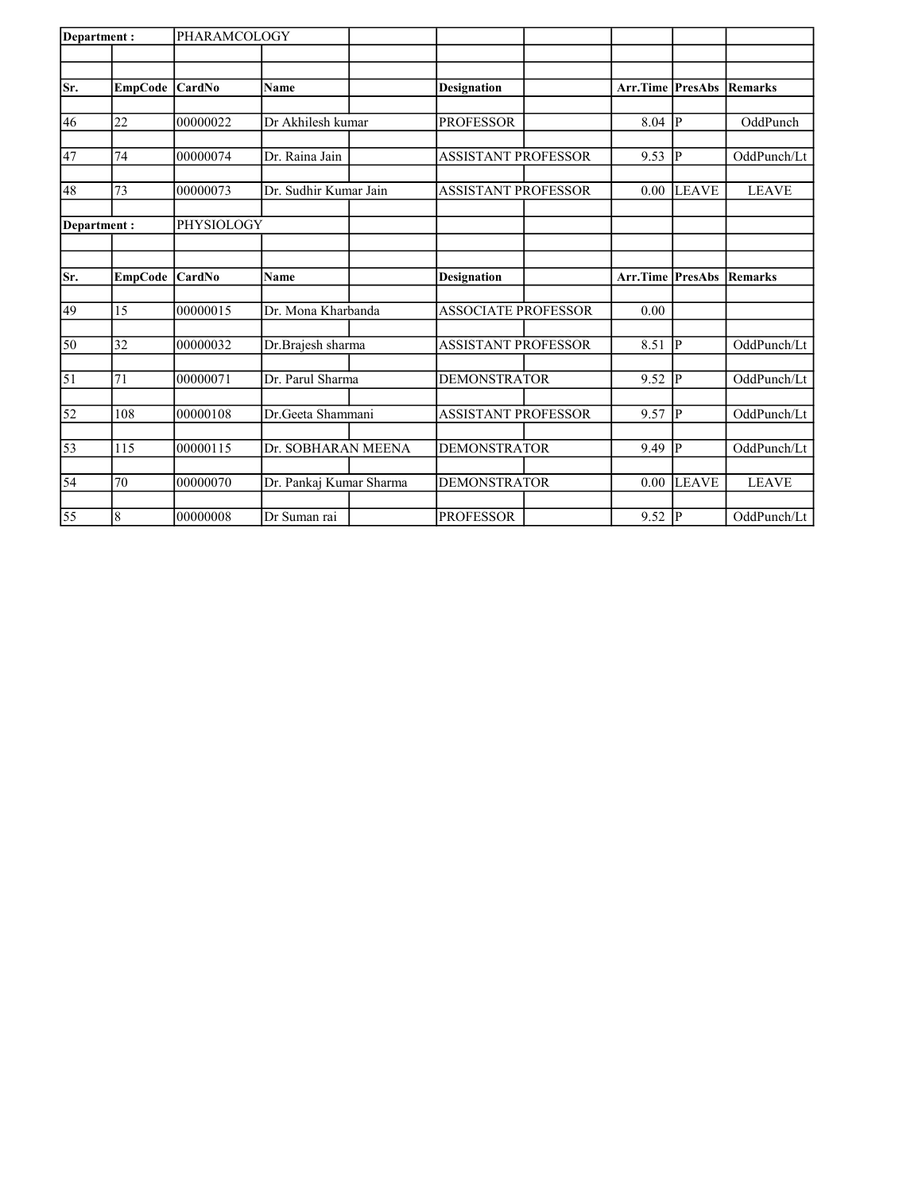| Department : | | PHARAMCOLOGY | | | | |
|---|---|---|---|---|---|---|
| **Sr.** | **EmpCode** | **CardNo** | **Name** | **Designation** | **Arr.Time** | **PresAbs** | **Remarks** |
| 46 | 22 | 00000022 | Dr Akhilesh kumar | PROFESSOR | 8.04 | P | OddPunch |
| 47 | 74 | 00000074 | Dr. Raina Jain | ASSISTANT PROFESSOR | 9.53 | P | OddPunch/Lt |
| 48 | 73 | 00000073 | Dr. Sudhir Kumar Jain | ASSISTANT PROFESSOR | 0.00 | LEAVE | LEAVE |

| Department : | | PHYSIOLOGY | | | | | |
|---|---|---|---|---|---|---|---|
| **Sr.** | **EmpCode** | **CardNo** | **Name** | **Designation** | **Arr.Time** | **PresAbs** | **Remarks** |
| 49 | 15 | 00000015 | Dr. Mona Kharbanda | ASSOCIATE PROFESSOR | 0.00 | | |
| 50 | 32 | 00000032 | Dr.Brajesh sharma | ASSISTANT PROFESSOR | 8.51 | P | OddPunch/Lt |
| 51 | 71 | 00000071 | Dr. Parul Sharma | DEMONSTRATOR | 9.52 | P | OddPunch/Lt |
| 52 | 108 | 00000108 | Dr.Geeta Shammani | ASSISTANT PROFESSOR | 9.57 | P | OddPunch/Lt |
| 53 | 115 | 00000115 | Dr. SOBHARAN MEENA | DEMONSTRATOR | 9.49 | P | OddPunch/Lt |
| 54 | 70 | 00000070 | Dr. Pankaj Kumar Sharma | DEMONSTRATOR | 0.00 | LEAVE | LEAVE |
| 55 | 8 | 00000008 | Dr Suman rai | PROFESSOR | 9.52 | P | OddPunch/Lt |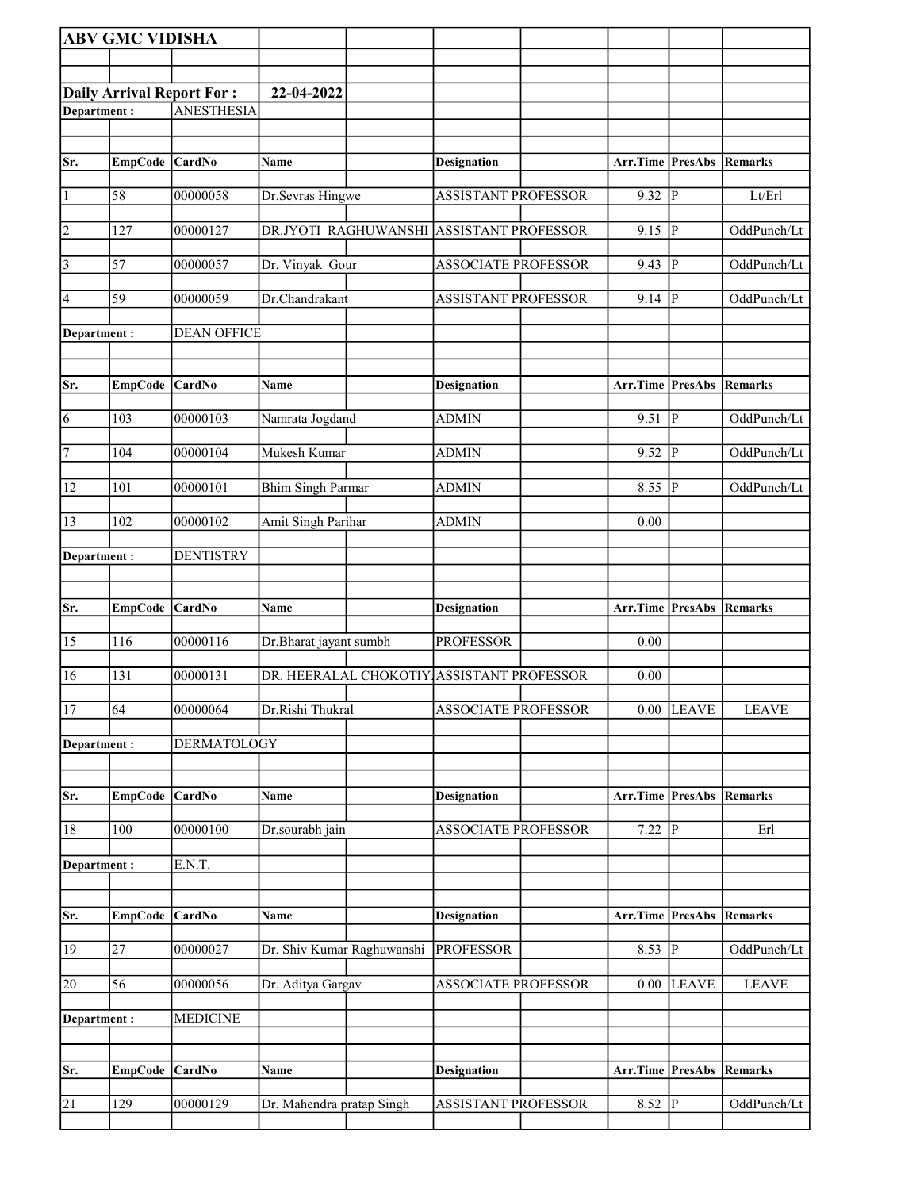**ABV GMC VIDISHA**

**Daily Arrival Report For :** **22-04-2022**

**Department :** ANESTHESIA

| Sr. | EmpCode | CardNo | Name | Designation | Arr.Time | PresAbs | Remarks |
|---|---|---|---|---|---|---|---|
| 1 | 58 | 00000058 | Dr.Sevras Hingwe | ASSISTANT PROFESSOR | 9.32 | P | Lt/Erl |
| 2 | 127 | 00000127 | DR.JYOTI RAGHUWANSHI | ASSISTANT PROFESSOR | 9.15 | P | OddPunch/Lt |
| 3 | 57 | 00000057 | Dr. Vinyak Gour | ASSOCIATE PROFESSOR | 9.43 | P | OddPunch/Lt |
| 4 | 59 | 00000059 | Dr.Chandrakant | ASSISTANT PROFESSOR | 9.14 | P | OddPunch/Lt |

**Department :** DEAN OFFICE

| Sr. | EmpCode | CardNo | Name | Designation | Arr.Time | PresAbs | Remarks |
|---|---|---|---|---|---|---|---|
| 6 | 103 | 00000103 | Namrata Jogdand | ADMIN | 9.51 | P | OddPunch/Lt |
| 7 | 104 | 00000104 | Mukesh Kumar | ADMIN | 9.52 | P | OddPunch/Lt |
| 12 | 101 | 00000101 | Bhim Singh Parmar | ADMIN | 8.55 | P | OddPunch/Lt |
| 13 | 102 | 00000102 | Amit Singh Parihar | ADMIN | 0.00 | | |

**Department :** DENTISTRY

| Sr. | EmpCode | CardNo | Name | Designation | Arr.Time | PresAbs | Remarks |
|---|---|---|---|---|---|---|---|
| 15 | 116 | 00000116 | Dr.Bharat jayant sumbh | PROFESSOR | 0.00 | | |
| 16 | 131 | 00000131 | DR. HEERALAL CHOKOTIY | ASSISTANT PROFESSOR | 0.00 | | |
| 17 | 64 | 00000064 | Dr.Rishi Thukral | ASSOCIATE PROFESSOR | 0.00 | LEAVE | LEAVE |

**Department :** DERMATOLOGY

| Sr. | EmpCode | CardNo | Name | Designation | Arr.Time | PresAbs | Remarks |
|---|---|---|---|---|---|---|---|
| 18 | 100 | 00000100 | Dr.sourabh jain | ASSOCIATE PROFESSOR | 7.22 | P | Erl |

**Department :** E.N.T.

| Sr. | EmpCode | CardNo | Name | Designation | Arr.Time | PresAbs | Remarks |
|---|---|---|---|---|---|---|---|
| 19 | 27 | 00000027 | Dr. Shiv Kumar Raghuwanshi | PROFESSOR | 8.53 | P | OddPunch/Lt |
| 20 | 56 | 00000056 | Dr. Aditya Gargav | ASSOCIATE PROFESSOR | 0.00 | LEAVE | LEAVE |

**Department :** MEDICINE

| Sr. | EmpCode | CardNo | Name | Designation | Arr.Time | PresAbs | Remarks |
|---|---|---|---|---|---|---|---|
| 21 | 129 | 00000129 | Dr. Mahendra pratap Singh | ASSISTANT PROFESSOR | 8.52 | P | OddPunch/Lt |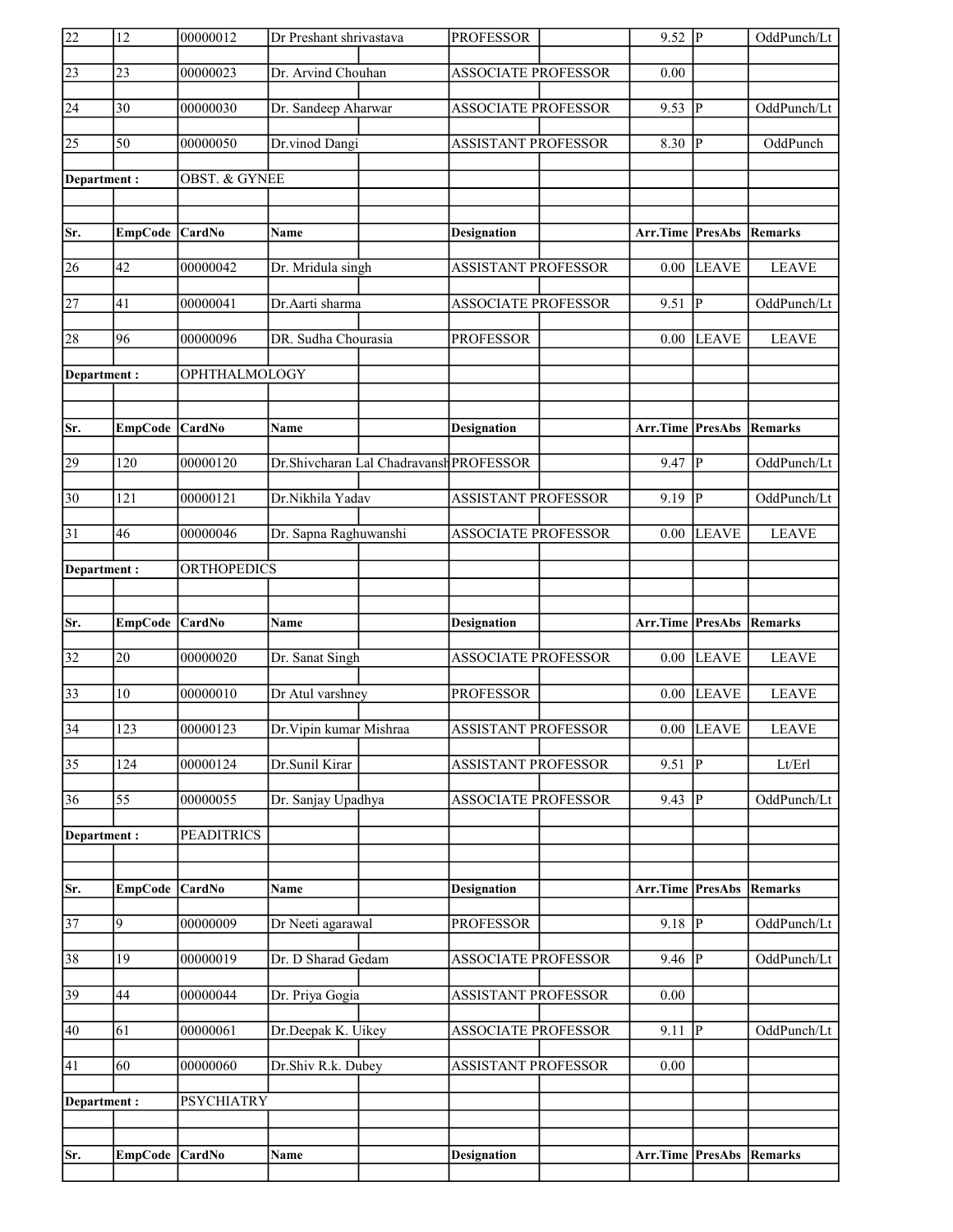| Sr. | EmpCode | CardNo | Name | Designation | Arr.Time | PresAbs | Remarks |
|---|---|---|---|---|---|---|---|
| 22 | 12 | 00000012 | Dr Preshant shrivastava | PROFESSOR | 9.52 | P | OddPunch/Lt |
| 23 | 23 | 00000023 | Dr. Arvind Chouhan | ASSOCIATE PROFESSOR | 0.00 | | |
| 24 | 30 | 00000030 | Dr. Sandeep Aharwar | ASSOCIATE PROFESSOR | 9.53 | P | OddPunch/Lt |
| 25 | 50 | 00000050 | Dr.vinod Dangi | ASSISTANT PROFESSOR | 8.30 | P | OddPunch |

**Department :** OBST. & GYNEE

| Sr. | EmpCode | CardNo | Name | Designation | Arr.Time | PresAbs | Remarks |
|---|---|---|---|---|---|---|---|
| 26 | 42 | 00000042 | Dr. Mridula singh | ASSISTANT PROFESSOR | 0.00 | LEAVE | LEAVE |
| 27 | 41 | 00000041 | Dr.Aarti sharma | ASSOCIATE PROFESSOR | 9.51 | P | OddPunch/Lt |
| 28 | 96 | 00000096 | DR. Sudha Chourasia | PROFESSOR | 0.00 | LEAVE | LEAVE |

**Department :** OPHTHALMOLOGY

| Sr. | EmpCode | CardNo | Name | Designation | Arr.Time | PresAbs | Remarks |
|---|---|---|---|---|---|---|---|
| 29 | 120 | 00000120 | Dr.Shivcharan Lal Chadravansh | PROFESSOR | 9.47 | P | OddPunch/Lt |
| 30 | 121 | 00000121 | Dr.Nikhila Yadav | ASSISTANT PROFESSOR | 9.19 | P | OddPunch/Lt |
| 31 | 46 | 00000046 | Dr. Sapna Raghuwanshi | ASSOCIATE PROFESSOR | 0.00 | LEAVE | LEAVE |

**Department :** ORTHOPEDICS

| Sr. | EmpCode | CardNo | Name | Designation | Arr.Time | PresAbs | Remarks |
|---|---|---|---|---|---|---|---|
| 32 | 20 | 00000020 | Dr. Sanat Singh | ASSOCIATE PROFESSOR | 0.00 | LEAVE | LEAVE |
| 33 | 10 | 00000010 | Dr Atul varshney | PROFESSOR | 0.00 | LEAVE | LEAVE |
| 34 | 123 | 00000123 | Dr.Vipin kumar Mishraa | ASSISTANT PROFESSOR | 0.00 | LEAVE | LEAVE |
| 35 | 124 | 00000124 | Dr.Sunil Kirar | ASSISTANT PROFESSOR | 9.51 | P | Lt/Erl |
| 36 | 55 | 00000055 | Dr. Sanjay Upadhya | ASSOCIATE PROFESSOR | 9.43 | P | OddPunch/Lt |

**Department :** PEADITRICS

| Sr. | EmpCode | CardNo | Name | Designation | Arr.Time | PresAbs | Remarks |
|---|---|---|---|---|---|---|---|
| 37 | 9 | 00000009 | Dr Neeti agarawal | PROFESSOR | 9.18 | P | OddPunch/Lt |
| 38 | 19 | 00000019 | Dr. D Sharad Gedam | ASSOCIATE PROFESSOR | 9.46 | P | OddPunch/Lt |
| 39 | 44 | 00000044 | Dr. Priya Gogia | ASSISTANT PROFESSOR | 0.00 | | |
| 40 | 61 | 00000061 | Dr.Deepak K. Uikey | ASSOCIATE PROFESSOR | 9.11 | P | OddPunch/Lt |
| 41 | 60 | 00000060 | Dr.Shiv R.k. Dubey | ASSISTANT PROFESSOR | 0.00 | | |

**Department :** PSYCHIATRY

| Sr. | EmpCode | CardNo | Name | Designation | Arr.Time | PresAbs | Remarks |
|---|---|---|---|---|---|---|---|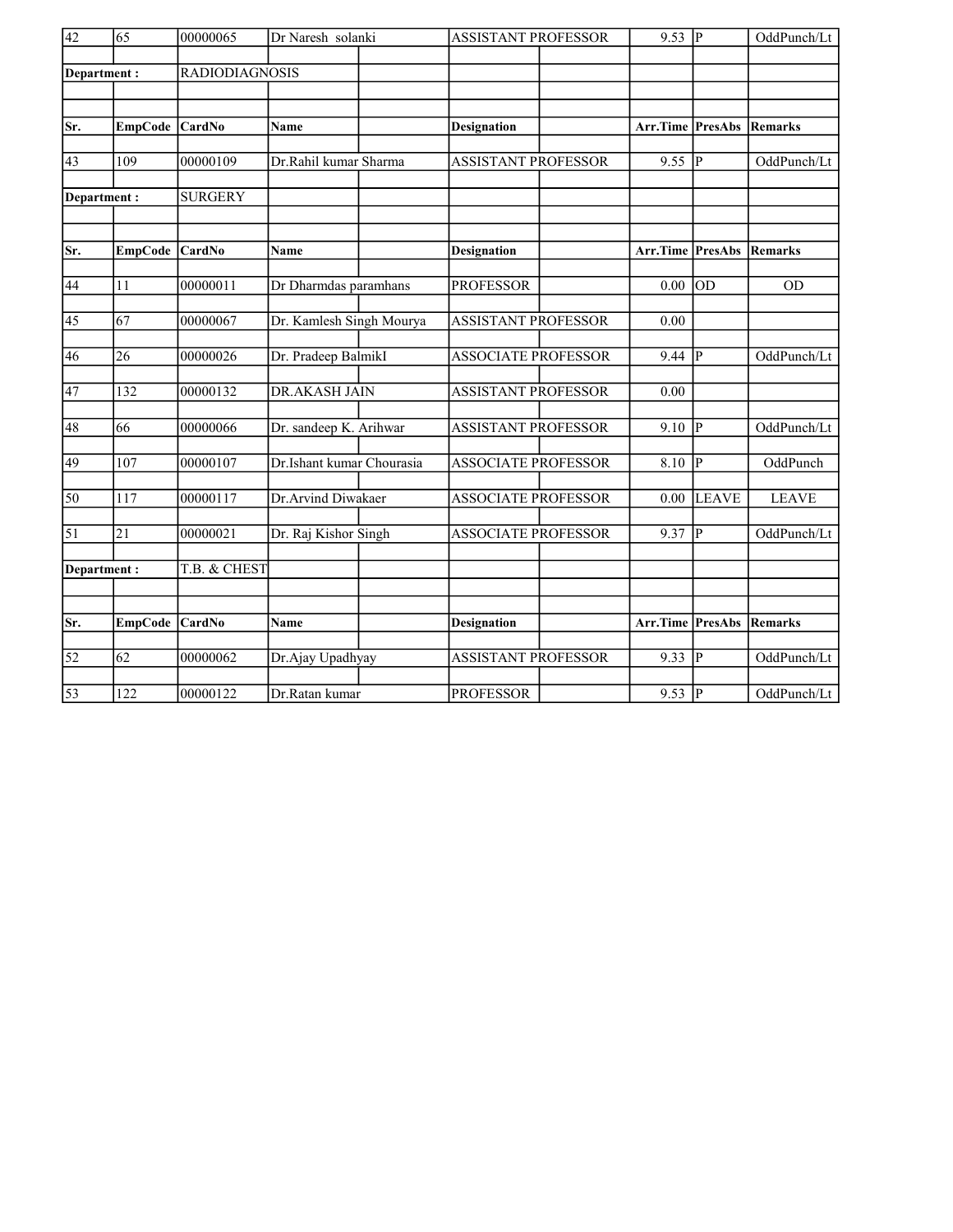| Sr. | EmpCode | CardNo | Name | Designation | Arr.Time | PresAbs | Remarks |
|---|---|---|---|---|---|---|---|
| 42 | 65 | 00000065 | Dr Naresh solanki | ASSISTANT PROFESSOR | 9.53 | P | OddPunch/Lt |

**Department :** RADIODIAGNOSIS

| Sr. | EmpCode | CardNo | Name | Designation | Arr.Time | PresAbs | Remarks |
|---|---|---|---|---|---|---|---|
| 43 | 109 | 00000109 | Dr.Rahil kumar Sharma | ASSISTANT PROFESSOR | 9.55 | P | OddPunch/Lt |

**Department :** SURGERY

| Sr. | EmpCode | CardNo | Name | Designation | Arr.Time | PresAbs | Remarks |
|---|---|---|---|---|---|---|---|
| 44 | 11 | 00000011 | Dr Dharmdas paramhans | PROFESSOR | 0.00 | OD | OD |
| 45 | 67 | 00000067 | Dr. Kamlesh Singh Mourya | ASSISTANT PROFESSOR | 0.00 | | |
| 46 | 26 | 00000026 | Dr. Pradeep BalmikI | ASSOCIATE PROFESSOR | 9.44 | P | OddPunch/Lt |
| 47 | 132 | 00000132 | DR.AKASH JAIN | ASSISTANT PROFESSOR | 0.00 | | |
| 48 | 66 | 00000066 | Dr. sandeep K. Arihwar | ASSISTANT PROFESSOR | 9.10 | P | OddPunch/Lt |
| 49 | 107 | 00000107 | Dr.Ishant kumar Chourasia | ASSOCIATE PROFESSOR | 8.10 | P | OddPunch |
| 50 | 117 | 00000117 | Dr.Arvind Diwakaer | ASSOCIATE PROFESSOR | 0.00 | LEAVE | LEAVE |
| 51 | 21 | 00000021 | Dr. Raj Kishor Singh | ASSOCIATE PROFESSOR | 9.37 | P | OddPunch/Lt |

**Department :** T.B. & CHEST

| Sr. | EmpCode | CardNo | Name | Designation | Arr.Time | PresAbs | Remarks |
|---|---|---|---|---|---|---|---|
| 52 | 62 | 00000062 | Dr.Ajay Upadhyay | ASSISTANT PROFESSOR | 9.33 | P | OddPunch/Lt |
| 53 | 122 | 00000122 | Dr.Ratan kumar | PROFESSOR | 9.53 | P | OddPunch/Lt |